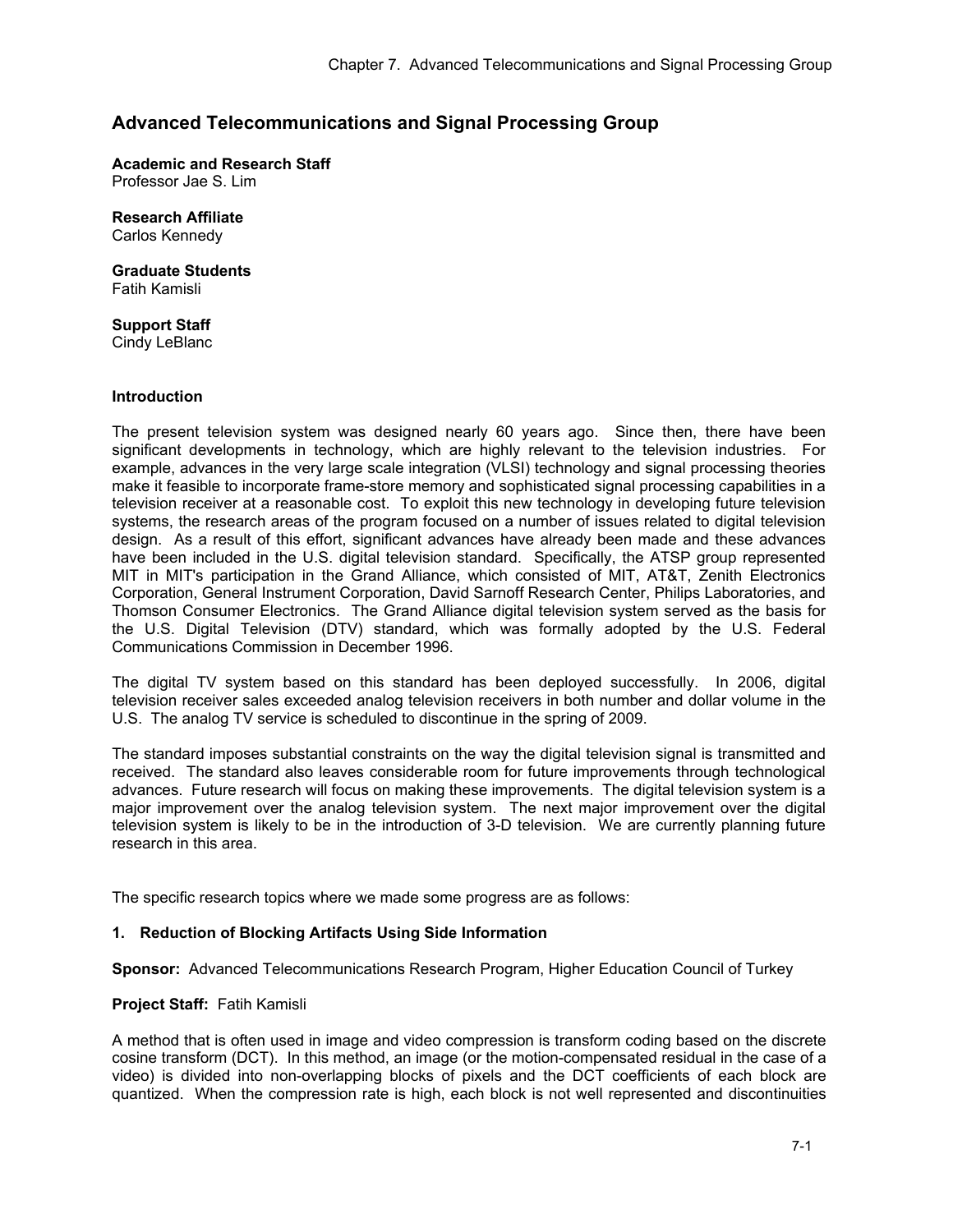# Advanced Telecommunications and Signal Processing Group

**Academic and Research Staff**
Professor Jae S. Lim

**Research Affiliate**
Carlos Kennedy

**Graduate Students**
Fatih Kamisli

**Support Staff**
Cindy LeBlanc

## Introduction

The present television system was designed nearly 60 years ago. Since then, there have been significant developments in technology, which are highly relevant to the television industries. For example, advances in the very large scale integration (VLSI) technology and signal processing theories make it feasible to incorporate frame-store memory and sophisticated signal processing capabilities in a television receiver at a reasonable cost. To exploit this new technology in developing future television systems, the research areas of the program focused on a number of issues related to digital television design. As a result of this effort, significant advances have already been made and these advances have been included in the U.S. digital television standard. Specifically, the ATSP group represented MIT in MIT's participation in the Grand Alliance, which consisted of MIT, AT&T, Zenith Electronics Corporation, General Instrument Corporation, David Sarnoff Research Center, Philips Laboratories, and Thomson Consumer Electronics. The Grand Alliance digital television system served as the basis for the U.S. Digital Television (DTV) standard, which was formally adopted by the U.S. Federal Communications Commission in December 1996.

The digital TV system based on this standard has been deployed successfully. In 2006, digital television receiver sales exceeded analog television receivers in both number and dollar volume in the U.S. The analog TV service is scheduled to discontinue in the spring of 2009.

The standard imposes substantial constraints on the way the digital television signal is transmitted and received. The standard also leaves considerable room for future improvements through technological advances. Future research will focus on making these improvements. The digital television system is a major improvement over the analog television system. The next major improvement over the digital television system is likely to be in the introduction of 3-D television. We are currently planning future research in this area.

The specific research topics where we made some progress are as follows:

### 1. Reduction of Blocking Artifacts Using Side Information

**Sponsor:** Advanced Telecommunications Research Program, Higher Education Council of Turkey

**Project Staff:** Fatih Kamisli

A method that is often used in image and video compression is transform coding based on the discrete cosine transform (DCT). In this method, an image (or the motion-compensated residual in the case of a video) is divided into non-overlapping blocks of pixels and the DCT coefficients of each block are quantized. When the compression rate is high, each block is not well represented and discontinuities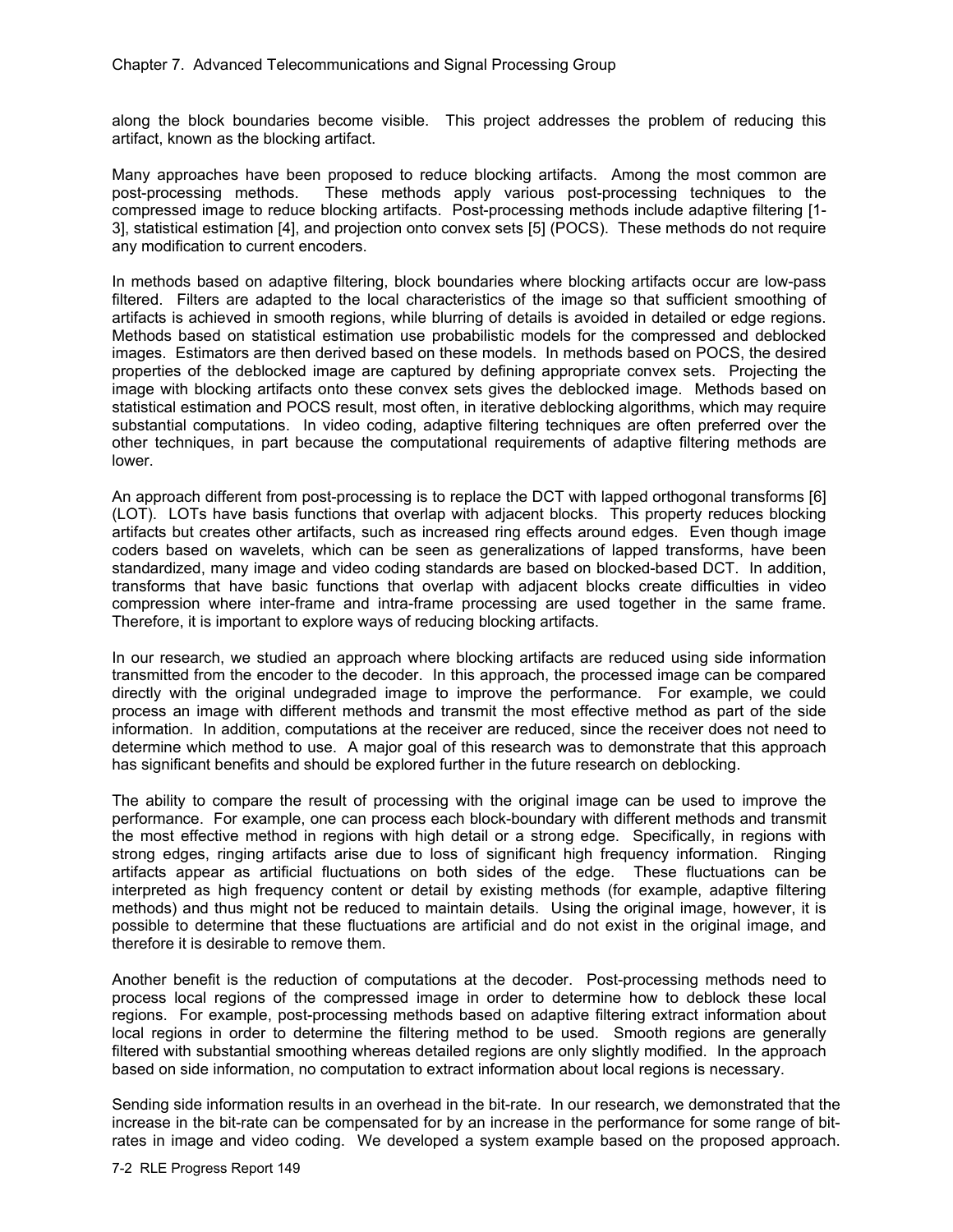along the block boundaries become visible. This project addresses the problem of reducing this artifact, known as the blocking artifact.

Many approaches have been proposed to reduce blocking artifacts. Among the most common are post-processing methods. These methods apply various post-processing techniques to the compressed image to reduce blocking artifacts. Post-processing methods include adaptive filtering [1-3], statistical estimation [4], and projection onto convex sets [5] (POCS). These methods do not require any modification to current encoders.

In methods based on adaptive filtering, block boundaries where blocking artifacts occur are low-pass filtered. Filters are adapted to the local characteristics of the image so that sufficient smoothing of artifacts is achieved in smooth regions, while blurring of details is avoided in detailed or edge regions. Methods based on statistical estimation use probabilistic models for the compressed and deblocked images. Estimators are then derived based on these models. In methods based on POCS, the desired properties of the deblocked image are captured by defining appropriate convex sets. Projecting the image with blocking artifacts onto these convex sets gives the deblocked image. Methods based on statistical estimation and POCS result, most often, in iterative deblocking algorithms, which may require substantial computations. In video coding, adaptive filtering techniques are often preferred over the other techniques, in part because the computational requirements of adaptive filtering methods are lower.

An approach different from post-processing is to replace the DCT with lapped orthogonal transforms [6] (LOT). LOTs have basis functions that overlap with adjacent blocks. This property reduces blocking artifacts but creates other artifacts, such as increased ring effects around edges. Even though image coders based on wavelets, which can be seen as generalizations of lapped transforms, have been standardized, many image and video coding standards are based on blocked-based DCT. In addition, transforms that have basic functions that overlap with adjacent blocks create difficulties in video compression where inter-frame and intra-frame processing are used together in the same frame. Therefore, it is important to explore ways of reducing blocking artifacts.

In our research, we studied an approach where blocking artifacts are reduced using side information transmitted from the encoder to the decoder. In this approach, the processed image can be compared directly with the original undegraded image to improve the performance. For example, we could process an image with different methods and transmit the most effective method as part of the side information. In addition, computations at the receiver are reduced, since the receiver does not need to determine which method to use. A major goal of this research was to demonstrate that this approach has significant benefits and should be explored further in the future research on deblocking.

The ability to compare the result of processing with the original image can be used to improve the performance. For example, one can process each block-boundary with different methods and transmit the most effective method in regions with high detail or a strong edge. Specifically, in regions with strong edges, ringing artifacts arise due to loss of significant high frequency information. Ringing artifacts appear as artificial fluctuations on both sides of the edge. These fluctuations can be interpreted as high frequency content or detail by existing methods (for example, adaptive filtering methods) and thus might not be reduced to maintain details. Using the original image, however, it is possible to determine that these fluctuations are artificial and do not exist in the original image, and therefore it is desirable to remove them.

Another benefit is the reduction of computations at the decoder. Post-processing methods need to process local regions of the compressed image in order to determine how to deblock these local regions. For example, post-processing methods based on adaptive filtering extract information about local regions in order to determine the filtering method to be used. Smooth regions are generally filtered with substantial smoothing whereas detailed regions are only slightly modified. In the approach based on side information, no computation to extract information about local regions is necessary.

Sending side information results in an overhead in the bit-rate. In our research, we demonstrated that the increase in the bit-rate can be compensated for by an increase in the performance for some range of bit-rates in image and video coding. We developed a system example based on the proposed approach.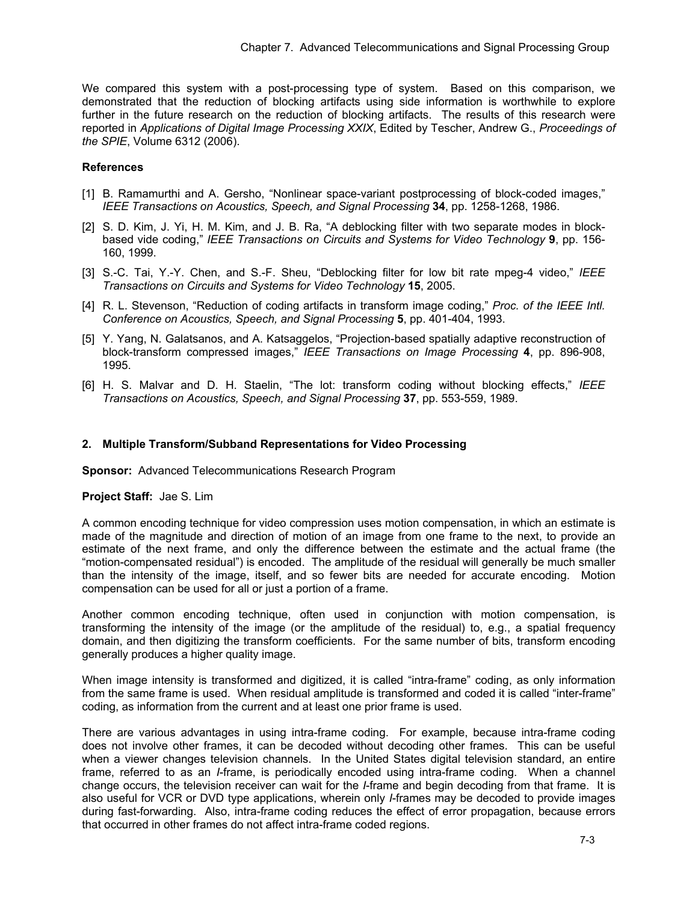We compared this system with a post-processing type of system. Based on this comparison, we demonstrated that the reduction of blocking artifacts using side information is worthwhile to explore further in the future research on the reduction of blocking artifacts. The results of this research were reported in *Applications of Digital Image Processing XXIX*, Edited by Tescher, Andrew G., *Proceedings of the SPIE*, Volume 6312 (2006).

**References**

[1] B. Ramamurthi and A. Gersho, "Nonlinear space-variant postprocessing of block-coded images," *IEEE Transactions on Acoustics, Speech, and Signal Processing* **34**, pp. 1258-1268, 1986.

[2] S. D. Kim, J. Yi, H. M. Kim, and J. B. Ra, "A deblocking filter with two separate modes in block-based vide coding," *IEEE Transactions on Circuits and Systems for Video Technology* **9**, pp. 156-160, 1999.

[3] S.-C. Tai, Y.-Y. Chen, and S.-F. Sheu, "Deblocking filter for low bit rate mpeg-4 video," *IEEE Transactions on Circuits and Systems for Video Technology* **15**, 2005.

[4] R. L. Stevenson, "Reduction of coding artifacts in transform image coding," *Proc. of the IEEE Intl. Conference on Acoustics, Speech, and Signal Processing* **5**, pp. 401-404, 1993.

[5] Y. Yang, N. Galatsanos, and A. Katsaggelos, "Projection-based spatially adaptive reconstruction of block-transform compressed images," *IEEE Transactions on Image Processing* **4**, pp. 896-908, 1995.

[6] H. S. Malvar and D. H. Staelin, "The lot: transform coding without blocking effects," *IEEE Transactions on Acoustics, Speech, and Signal Processing* **37**, pp. 553-559, 1989.

## 2. Multiple Transform/Subband Representations for Video Processing

**Sponsor:** Advanced Telecommunications Research Program

**Project Staff:** Jae S. Lim

A common encoding technique for video compression uses motion compensation, in which an estimate is made of the magnitude and direction of motion of an image from one frame to the next, to provide an estimate of the next frame, and only the difference between the estimate and the actual frame (the "motion-compensated residual") is encoded. The amplitude of the residual will generally be much smaller than the intensity of the image, itself, and so fewer bits are needed for accurate encoding. Motion compensation can be used for all or just a portion of a frame.

Another common encoding technique, often used in conjunction with motion compensation, is transforming the intensity of the image (or the amplitude of the residual) to, e.g., a spatial frequency domain, and then digitizing the transform coefficients. For the same number of bits, transform encoding generally produces a higher quality image.

When image intensity is transformed and digitized, it is called "intra-frame" coding, as only information from the same frame is used. When residual amplitude is transformed and coded it is called "inter-frame" coding, as information from the current and at least one prior frame is used.

There are various advantages in using intra-frame coding. For example, because intra-frame coding does not involve other frames, it can be decoded without decoding other frames. This can be useful when a viewer changes television channels. In the United States digital television standard, an entire frame, referred to as an *I*-frame, is periodically encoded using intra-frame coding. When a channel change occurs, the television receiver can wait for the *I*-frame and begin decoding from that frame. It is also useful for VCR or DVD type applications, wherein only *I*-frames may be decoded to provide images during fast-forwarding. Also, intra-frame coding reduces the effect of error propagation, because errors that occurred in other frames do not affect intra-frame coded regions.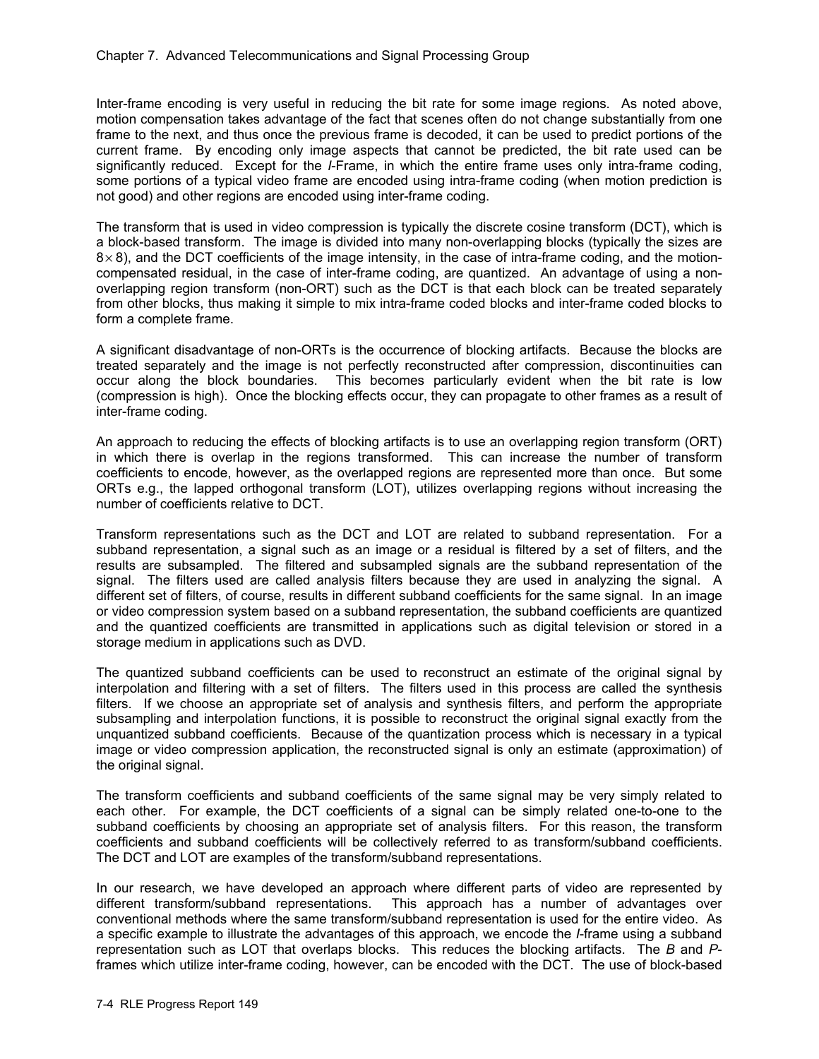Inter-frame encoding is very useful in reducing the bit rate for some image regions. As noted above, motion compensation takes advantage of the fact that scenes often do not change substantially from one frame to the next, and thus once the previous frame is decoded, it can be used to predict portions of the current frame. By encoding only image aspects that cannot be predicted, the bit rate used can be significantly reduced. Except for the *I*-Frame, in which the entire frame uses only intra-frame coding, some portions of a typical video frame are encoded using intra-frame coding (when motion prediction is not good) and other regions are encoded using inter-frame coding.

The transform that is used in video compression is typically the discrete cosine transform (DCT), which is a block-based transform. The image is divided into many non-overlapping blocks (typically the sizes are $8 \times 8$), and the DCT coefficients of the image intensity, in the case of intra-frame coding, and the motion-compensated residual, in the case of inter-frame coding, are quantized. An advantage of using a non-overlapping region transform (non-ORT) such as the DCT is that each block can be treated separately from other blocks, thus making it simple to mix intra-frame coded blocks and inter-frame coded blocks to form a complete frame.

A significant disadvantage of non-ORTs is the occurrence of blocking artifacts. Because the blocks are treated separately and the image is not perfectly reconstructed after compression, discontinuities can occur along the block boundaries. This becomes particularly evident when the bit rate is low (compression is high). Once the blocking effects occur, they can propagate to other frames as a result of inter-frame coding.

An approach to reducing the effects of blocking artifacts is to use an overlapping region transform (ORT) in which there is overlap in the regions transformed. This can increase the number of transform coefficients to encode, however, as the overlapped regions are represented more than once. But some ORTs e.g., the lapped orthogonal transform (LOT), utilizes overlapping regions without increasing the number of coefficients relative to DCT.

Transform representations such as the DCT and LOT are related to subband representation. For a subband representation, a signal such as an image or a residual is filtered by a set of filters, and the results are subsampled. The filtered and subsampled signals are the subband representation of the signal. The filters used are called analysis filters because they are used in analyzing the signal. A different set of filters, of course, results in different subband coefficients for the same signal. In an image or video compression system based on a subband representation, the subband coefficients are quantized and the quantized coefficients are transmitted in applications such as digital television or stored in a storage medium in applications such as DVD.

The quantized subband coefficients can be used to reconstruct an estimate of the original signal by interpolation and filtering with a set of filters. The filters used in this process are called the synthesis filters. If we choose an appropriate set of analysis and synthesis filters, and perform the appropriate subsampling and interpolation functions, it is possible to reconstruct the original signal exactly from the unquantized subband coefficients. Because of the quantization process which is necessary in a typical image or video compression application, the reconstructed signal is only an estimate (approximation) of the original signal.

The transform coefficients and subband coefficients of the same signal may be very simply related to each other. For example, the DCT coefficients of a signal can be simply related one-to-one to the subband coefficients by choosing an appropriate set of analysis filters. For this reason, the transform coefficients and subband coefficients will be collectively referred to as transform/subband coefficients. The DCT and LOT are examples of the transform/subband representations.

In our research, we have developed an approach where different parts of video are represented by different transform/subband representations. This approach has a number of advantages over conventional methods where the same transform/subband representation is used for the entire video. As a specific example to illustrate the advantages of this approach, we encode the *I*-frame using a subband representation such as LOT that overlaps blocks. This reduces the blocking artifacts. The *B* and *P*-frames which utilize inter-frame coding, however, can be encoded with the DCT. The use of block-based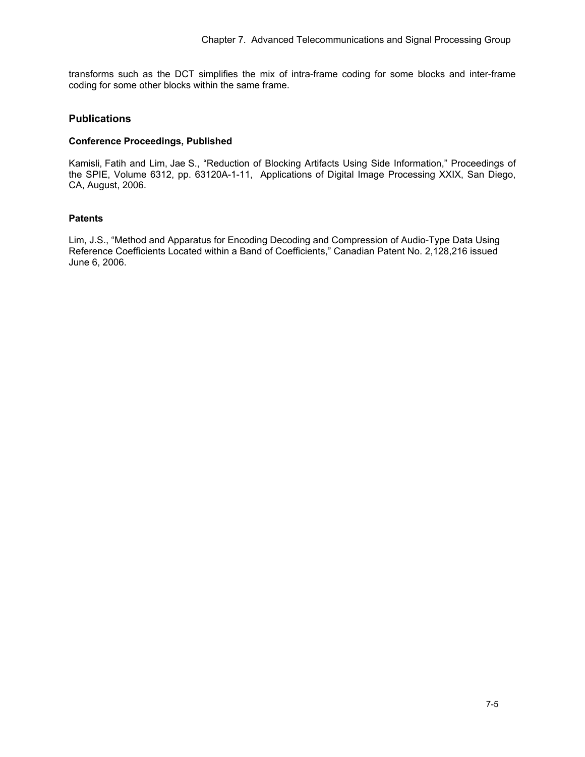transforms such as the DCT simplifies the mix of intra-frame coding for some blocks and inter-frame coding for some other blocks within the same frame.

## Publications

### Conference Proceedings, Published

Kamisli, Fatih and Lim, Jae S., "Reduction of Blocking Artifacts Using Side Information," Proceedings of the SPIE, Volume 6312, pp. 63120A-1-11, Applications of Digital Image Processing XXIX, San Diego, CA, August, 2006.

### Patents

Lim, J.S., "Method and Apparatus for Encoding Decoding and Compression of Audio-Type Data Using Reference Coefficients Located within a Band of Coefficients," Canadian Patent No. 2,128,216 issued June 6, 2006.